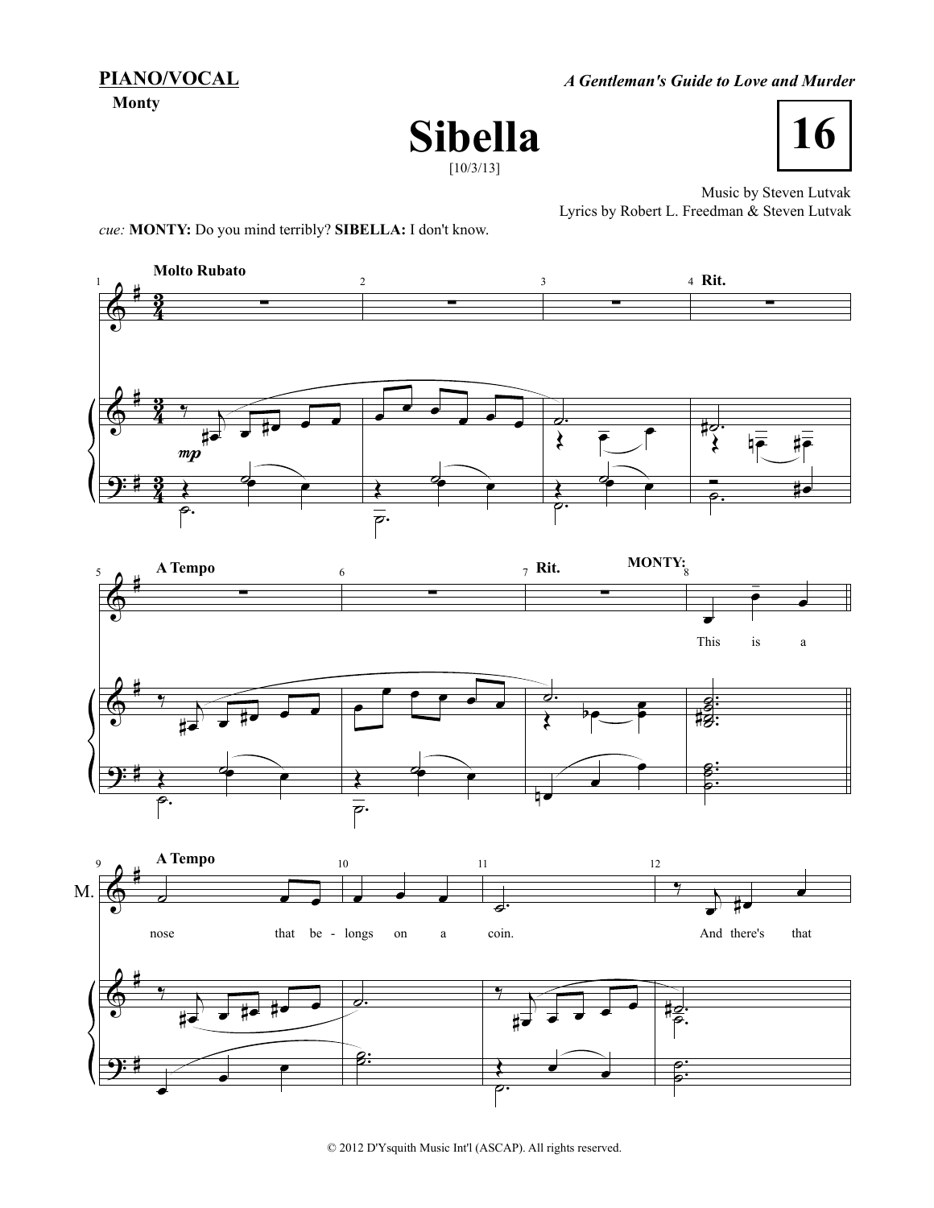**PIANO/VOCAL**

**Monty**

*A Gentleman's Guide to Love and Murder*

# Sibella

[10/3/13]

**16**

Music by Steven Lutvak

Lyrics by Robert L. Freedman & Steven Lutvak

*cue:* **MONTY:** Do you mind terribly? **SIBELLA:** I don't know.

**Molto Rubato**

**Rit.**

**A Tempo**

**Rit.**

**MONTY:**

This is a nose that be - longs on a coin. And there's that

**A Tempo**

© 2012 D'Ysquith Music Int'l (ASCAP). All rights reserved.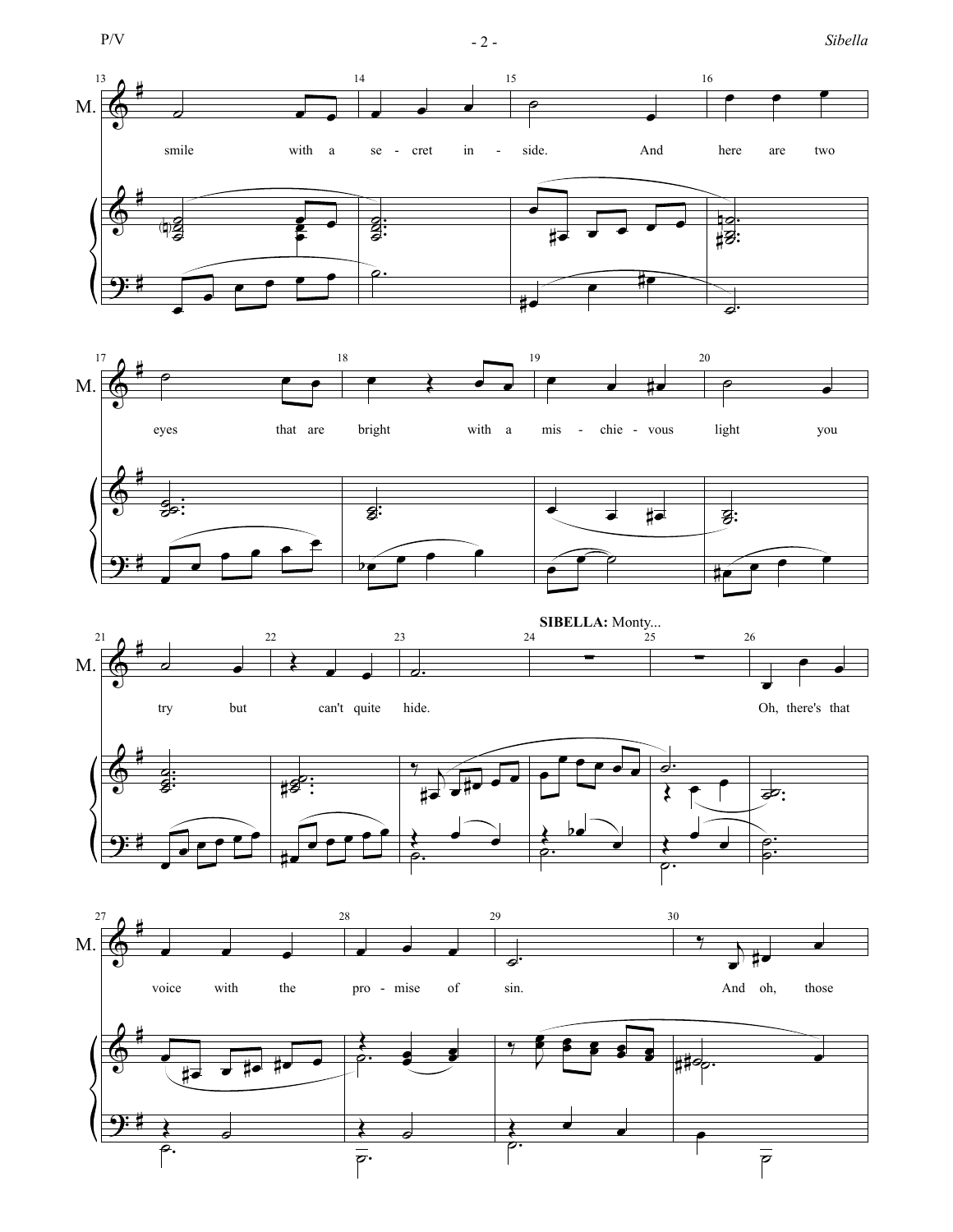**SIBELLA:** Monty...

smile with a se - cret in - side. And here are two eyes that are bright with a mis - chie - vous light you try but can't quite hide.

Oh, there's that voice with the pro - mise of sin. And oh, those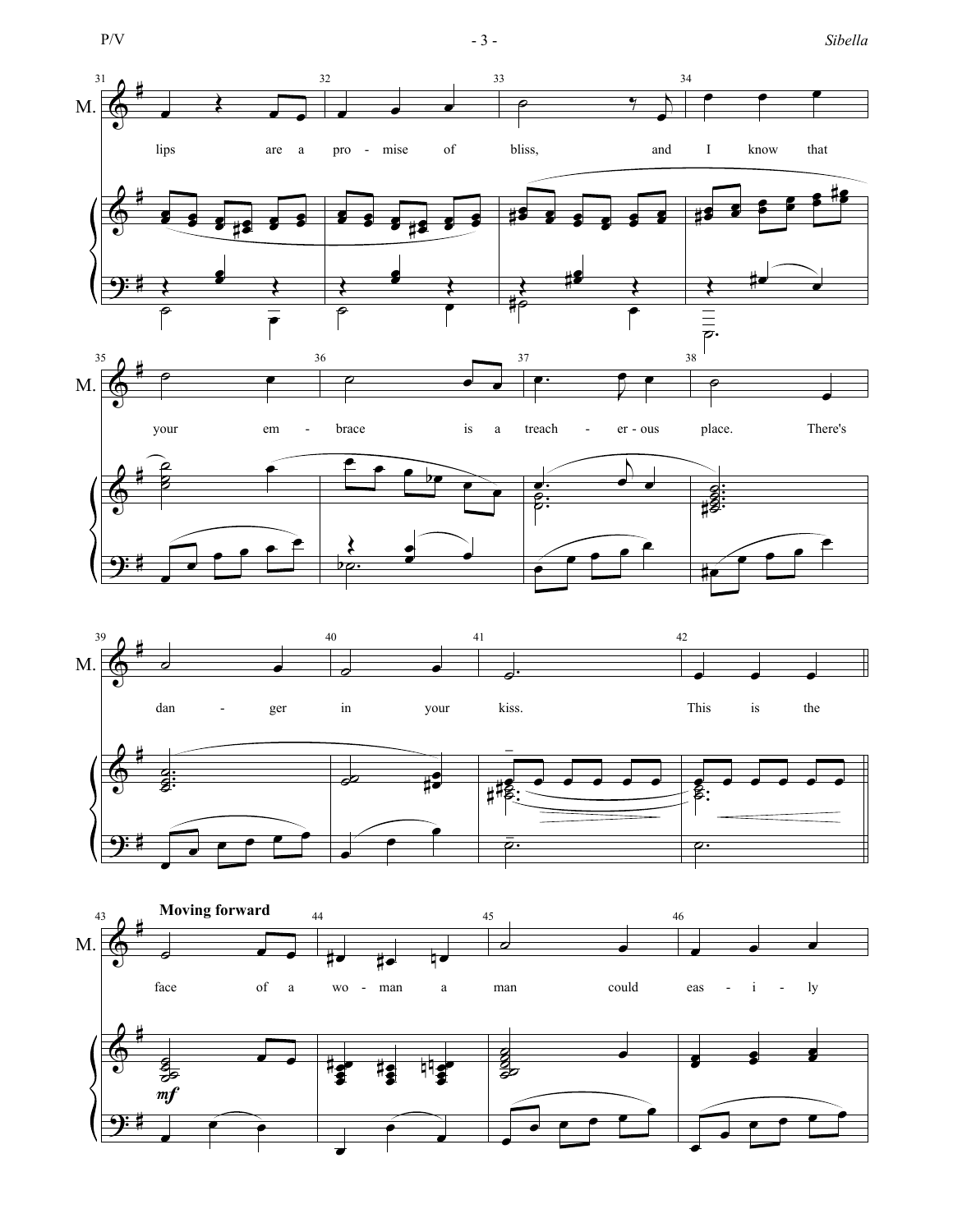M.

lips are a pro - mise of bliss, and I know that

your em - brace is a treach - er - ous place. There's

dan - ger in your kiss. This is the

**Moving forward**

face of a wo - man a man could eas - i - ly

*mf*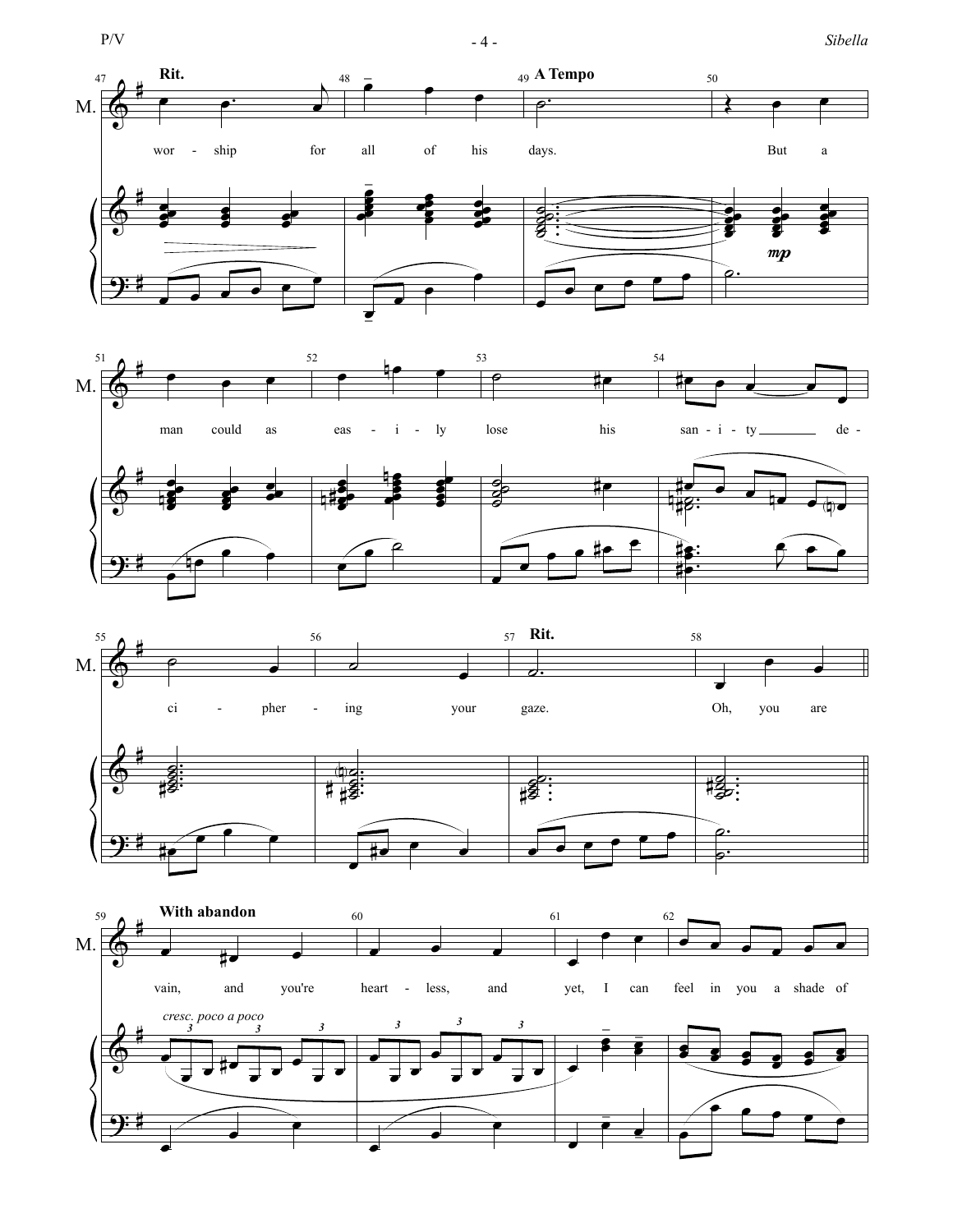**Rit.** **A Tempo**

wor - ship for all of his days. But a

*mp*

man could as eas - i - ly lose his san - i - ty de -

ci - pher - ing your gaze. Oh, you are

**Rit.**

**With abandon**

*cresc. poco a poco*

vain, and you're heart - less, and yet, I can feel in you a shade of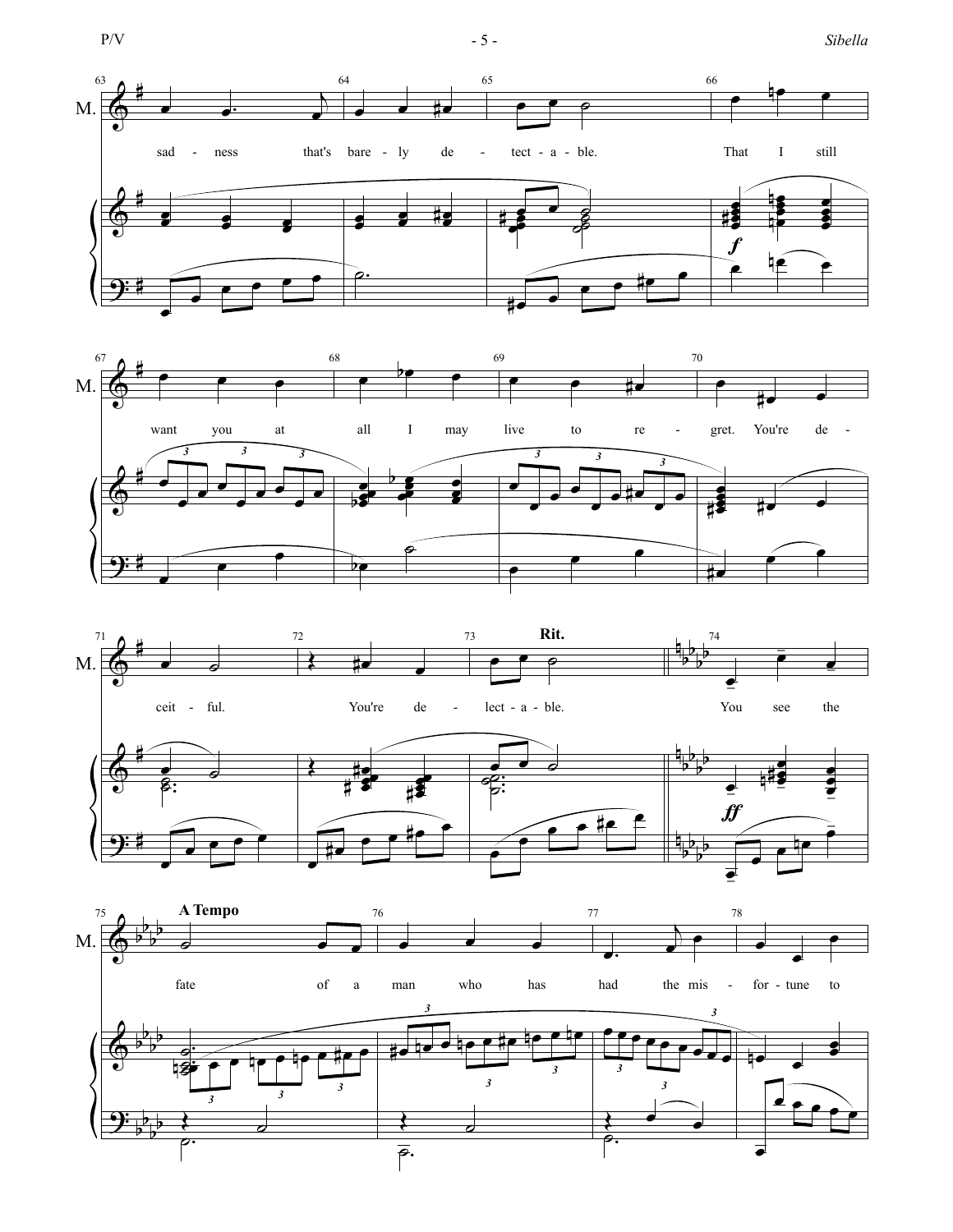M.

sad - ness that's bare - ly de - tect - a - ble. That I still

want you at all I may live to re - gret. You're de -

ceit - ful. You're de - lect - a - ble.

**Rit.**

You see the

**A Tempo**

fate of a man who has had the mis - for - tune to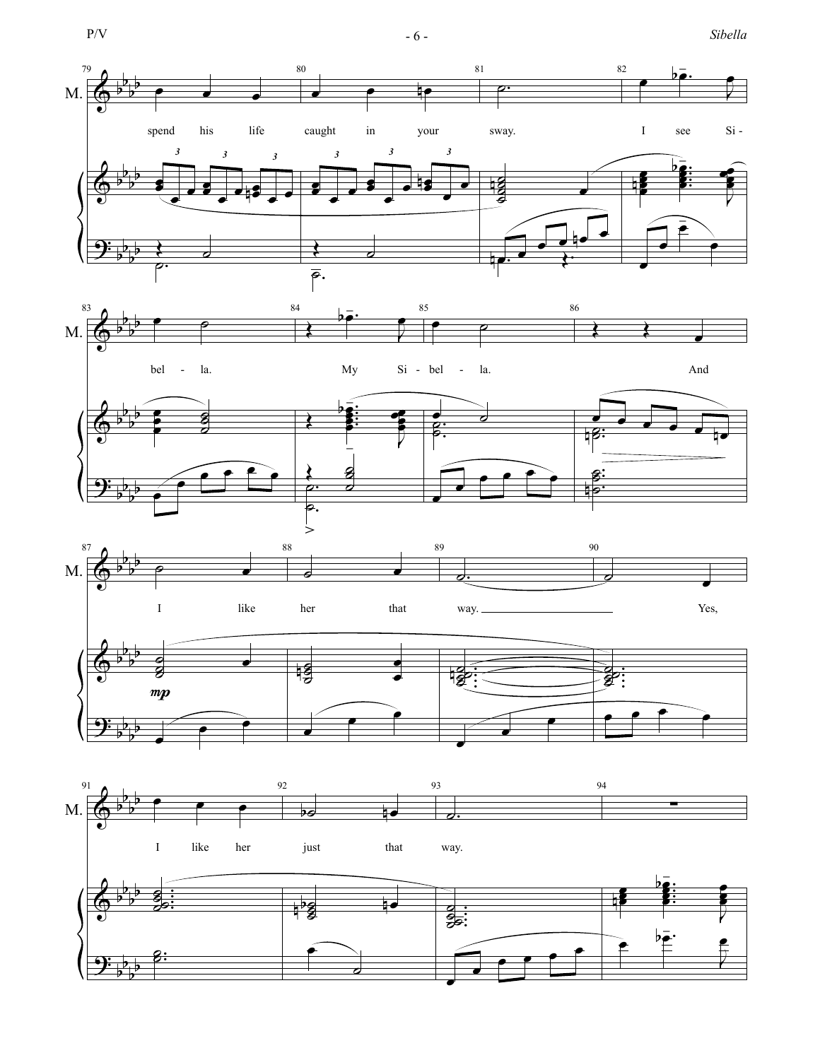spend his life caught in your sway. I see Si - bel - la. My Si - bel - la. And I like her that way. Yes, I like her just that way.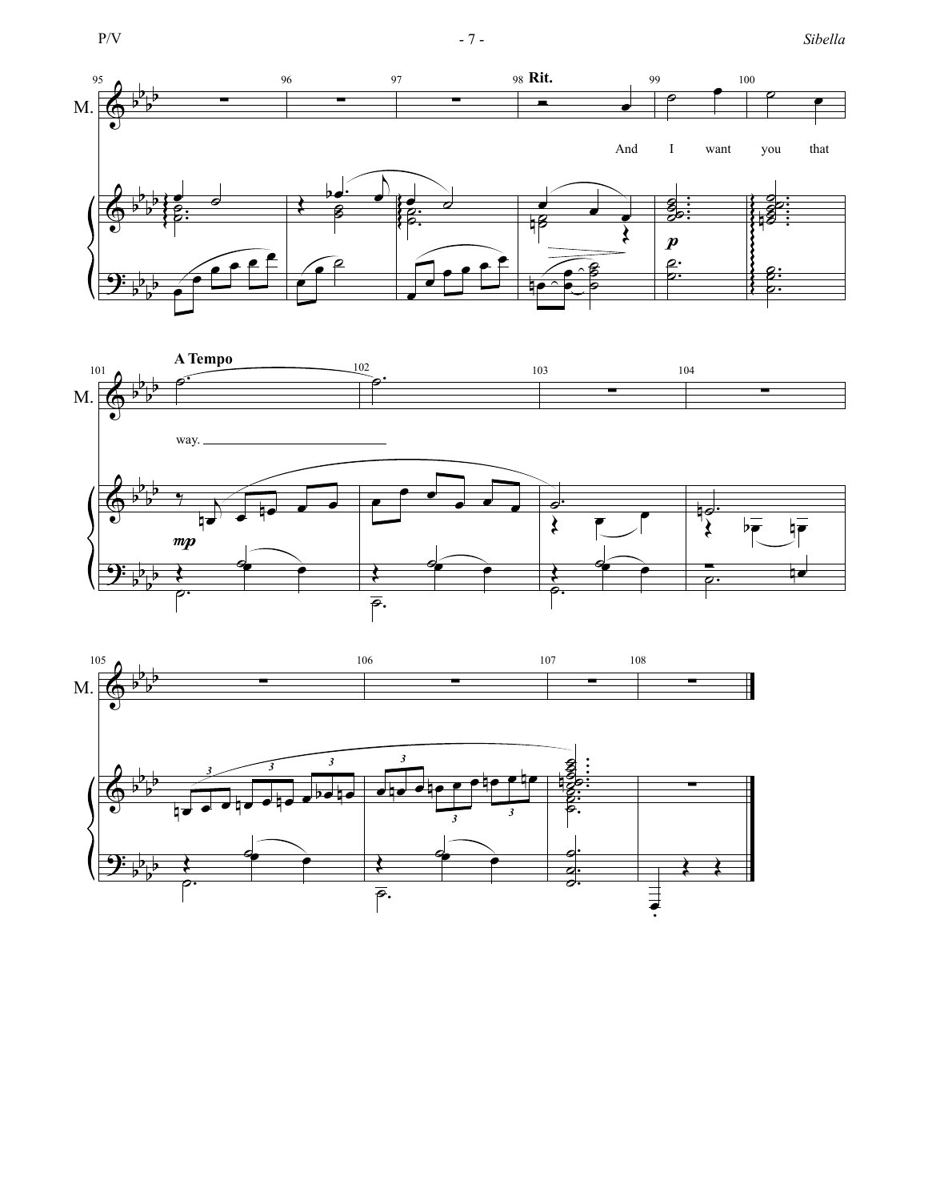**Rit.**

M.

And I want you that

*p*

**A Tempo**

way.

*mp*